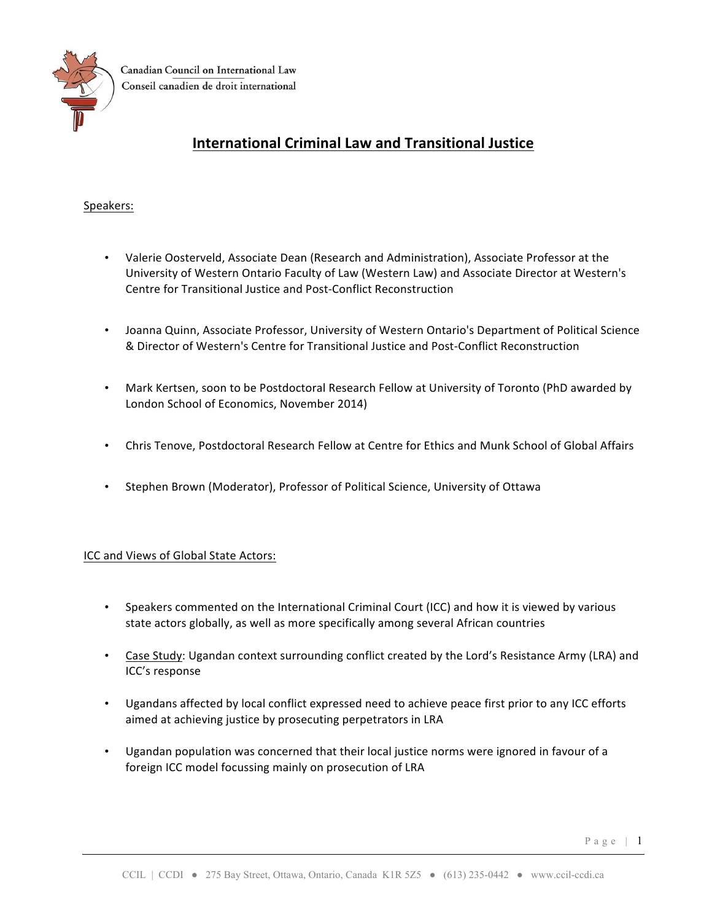Canadian Council on International Law
Conseil canadien de droit international

# International Criminal Law and Transitional Justice

Speakers:

- Valerie Oosterveld, Associate Dean (Research and Administration), Associate Professor at the University of Western Ontario Faculty of Law (Western Law) and Associate Director at Western's Centre for Transitional Justice and Post-Conflict Reconstruction
- Joanna Quinn, Associate Professor, University of Western Ontario's Department of Political Science & Director of Western's Centre for Transitional Justice and Post-Conflict Reconstruction
- Mark Kertsen, soon to be Postdoctoral Research Fellow at University of Toronto (PhD awarded by London School of Economics, November 2014)
- Chris Tenove, Postdoctoral Research Fellow at Centre for Ethics and Munk School of Global Affairs
- Stephen Brown (Moderator), Professor of Political Science, University of Ottawa

ICC and Views of Global State Actors:

- Speakers commented on the International Criminal Court (ICC) and how it is viewed by various state actors globally, as well as more specifically among several African countries
- Case Study: Ugandan context surrounding conflict created by the Lord's Resistance Army (LRA) and ICC's response
- Ugandans affected by local conflict expressed need to achieve peace first prior to any ICC efforts aimed at achieving justice by prosecuting perpetrators in LRA
- Ugandan population was concerned that their local justice norms were ignored in favour of a foreign ICC model focussing mainly on prosecution of LRA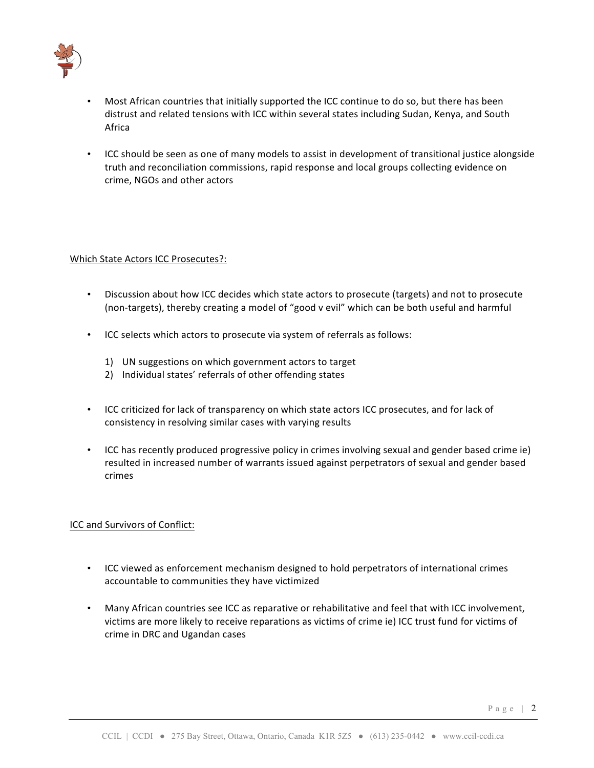- Most African countries that initially supported the ICC continue to do so, but there has been distrust and related tensions with ICC within several states including Sudan, Kenya, and South Africa

- ICC should be seen as one of many models to assist in development of transitional justice alongside truth and reconciliation commissions, rapid response and local groups collecting evidence on crime, NGOs and other actors

<u>Which State Actors ICC Prosecutes?:</u>

- Discussion about how ICC decides which state actors to prosecute (targets) and not to prosecute (non-targets), thereby creating a model of "good v evil" which can be both useful and harmful

- ICC selects which actors to prosecute via system of referrals as follows:

  1) UN suggestions on which government actors to target
  2) Individual states' referrals of other offending states

- ICC criticized for lack of transparency on which state actors ICC prosecutes, and for lack of consistency in resolving similar cases with varying results

- ICC has recently produced progressive policy in crimes involving sexual and gender based crime ie) resulted in increased number of warrants issued against perpetrators of sexual and gender based crimes

<u>ICC and Survivors of Conflict:</u>

- ICC viewed as enforcement mechanism designed to hold perpetrators of international crimes accountable to communities they have victimized

- Many African countries see ICC as reparative or rehabilitative and feel that with ICC involvement, victims are more likely to receive reparations as victims of crime ie) ICC trust fund for victims of crime in DRC and Ugandan cases